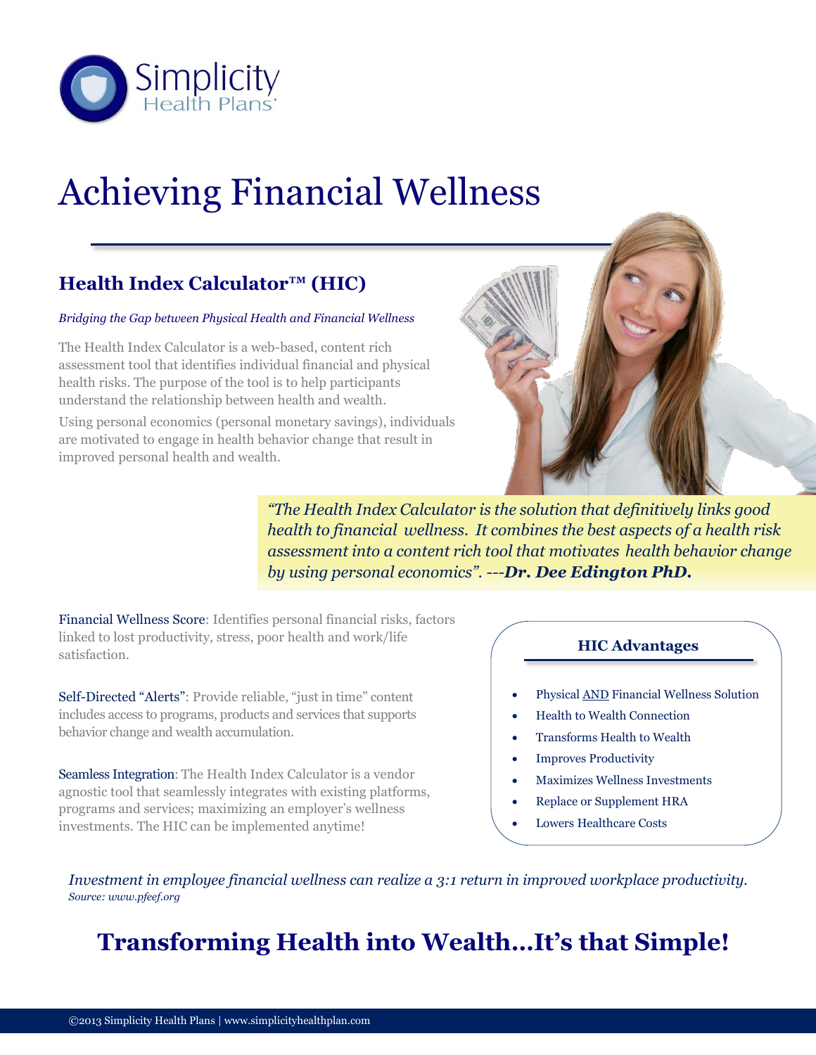Simplicity Health Plans

# Achieving Financial Wellness

## Health Index Calculator™ (HIC)

*Bridging the Gap between Physical Health and Financial Wellness*

The Health Index Calculator is a web-based, content rich assessment tool that identifies individual financial and physical health risks. The purpose of the tool is to help participants understand the relationship between health and wealth.

Using personal economics (personal monetary savings), individuals are motivated to engage in health behavior change that result in improved personal health and wealth.

*"The Health Index Calculator is the solution that definitively links good health to financial wellness. It combines the best aspects of a health risk assessment into a content rich tool that motivates health behavior change by using personal economics". ---**Dr. Dee Edington PhD.***

Financial Wellness Score: Identifies personal financial risks, factors linked to lost productivity, stress, poor health and work/life satisfaction.

Self-Directed "Alerts": Provide reliable, "just in time" content includes access to programs, products and services that supports behavior change and wealth accumulation.

Seamless Integration: The Health Index Calculator is a vendor agnostic tool that seamlessly integrates with existing platforms, programs and services; maximizing an employer's wellness investments. The HIC can be implemented anytime!

### HIC Advantages

- Physical AND Financial Wellness Solution
- Health to Wealth Connection
- Transforms Health to Wealth
- Improves Productivity
- Maximizes Wellness Investments
- Replace or Supplement HRA
- Lowers Healthcare Costs

*Investment in employee financial wellness can realize a 3:1 return in improved workplace productivity.*
*Source: www.pfeef.org*

## Transforming Health into Wealth…It's that Simple!

©2013 Simplicity Health Plans | www.simplicityhealthplan.com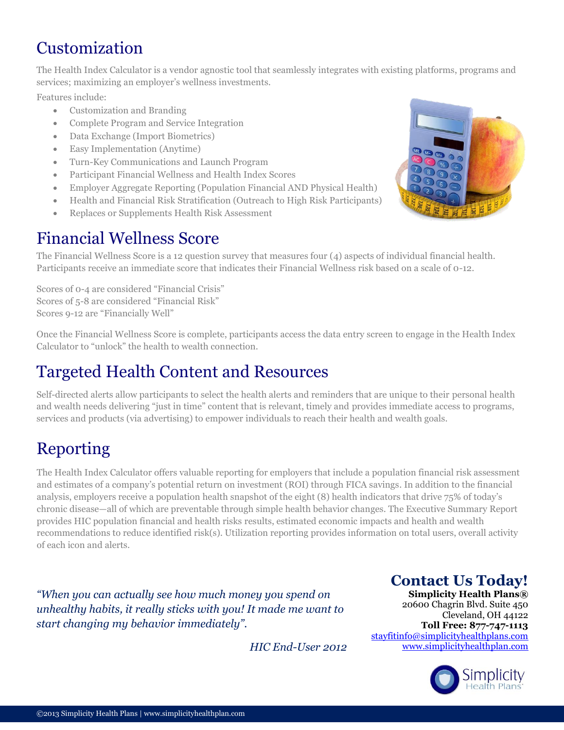## Customization

The Health Index Calculator is a vendor agnostic tool that seamlessly integrates with existing platforms, programs and services; maximizing an employer's wellness investments.

Features include:

- Customization and Branding
- Complete Program and Service Integration
- Data Exchange (Import Biometrics)
- Easy Implementation (Anytime)
- Turn-Key Communications and Launch Program
- Participant Financial Wellness and Health Index Scores
- Employer Aggregate Reporting (Population Financial AND Physical Health)
- Health and Financial Risk Stratification (Outreach to High Risk Participants)
- Replaces or Supplements Health Risk Assessment

## Financial Wellness Score

The Financial Wellness Score is a 12 question survey that measures four (4) aspects of individual financial health. Participants receive an immediate score that indicates their Financial Wellness risk based on a scale of 0-12.

Scores of 0-4 are considered "Financial Crisis"
Scores of 5-8 are considered "Financial Risk"
Scores 9-12 are "Financially Well"

Once the Financial Wellness Score is complete, participants access the data entry screen to engage in the Health Index Calculator to "unlock" the health to wealth connection.

## Targeted Health Content and Resources

Self-directed alerts allow participants to select the health alerts and reminders that are unique to their personal health and wealth needs delivering "just in time" content that is relevant, timely and provides immediate access to programs, services and products (via advertising) to empower individuals to reach their health and wealth goals.

## Reporting

The Health Index Calculator offers valuable reporting for employers that include a population financial risk assessment and estimates of a company's potential return on investment (ROI) through FICA savings. In addition to the financial analysis, employers receive a population health snapshot of the eight (8) health indicators that drive 75% of today's chronic disease—all of which are preventable through simple health behavior changes. The Executive Summary Report provides HIC population financial and health risks results, estimated economic impacts and health and wealth recommendations to reduce identified risk(s). Utilization reporting provides information on total users, overall activity of each icon and alerts.

*"When you can actually see how much money you spend on unhealthy habits, it really sticks with you! It made me want to start changing my behavior immediately".*

*HIC End-User 2012*

## Contact Us Today!

**Simplicity Health Plans®**
20600 Chagrin Blvd. Suite 450
Cleveland, OH 44122
**Toll Free: 877-747-1113**
stayfitinfo@simplicityhealthplans.com
www.simplicityhealthplan.com

Simplicity Health Plans

©2013 Simplicity Health Plans | www.simplicityhealthplan.com